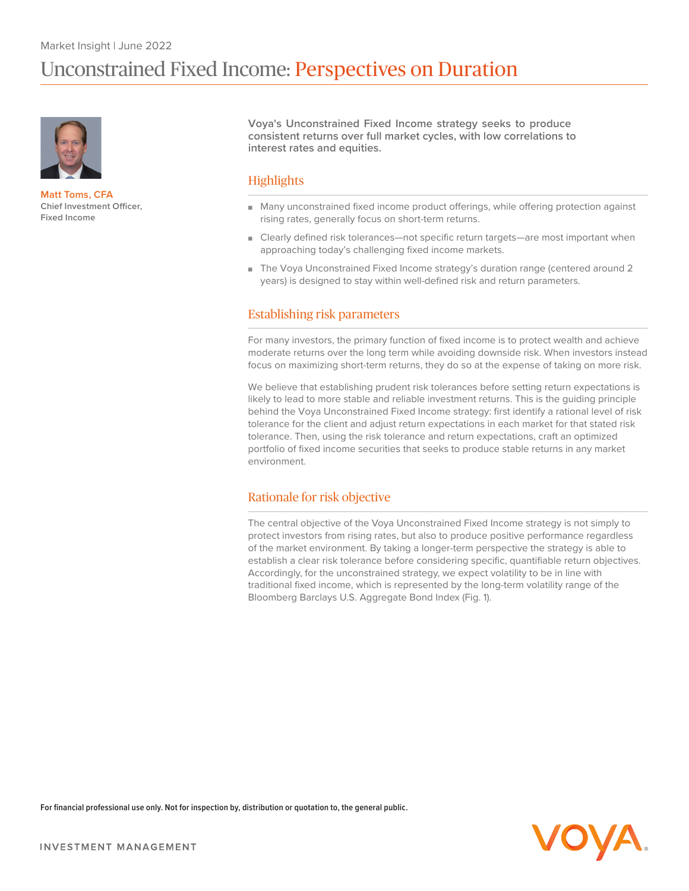Market Insight | June 2022

# Unconstrained Fixed Income: Perspectives on Duration

**Matt Toms, CFA**
**Chief Investment Officer, Fixed Income**

**Voya's Unconstrained Fixed Income strategy seeks to produce consistent returns over full market cycles, with low correlations to interest rates and equities.**

## Highlights

- Many unconstrained fixed income product offerings, while offering protection against rising rates, generally focus on short-term returns.
- Clearly defined risk tolerances—not specific return targets—are most important when approaching today's challenging fixed income markets.
- The Voya Unconstrained Fixed Income strategy's duration range (centered around 2 years) is designed to stay within well-defined risk and return parameters.

## Establishing risk parameters

For many investors, the primary function of fixed income is to protect wealth and achieve moderate returns over the long term while avoiding downside risk. When investors instead focus on maximizing short-term returns, they do so at the expense of taking on more risk.

We believe that establishing prudent risk tolerances before setting return expectations is likely to lead to more stable and reliable investment returns. This is the guiding principle behind the Voya Unconstrained Fixed Income strategy: first identify a rational level of risk tolerance for the client and adjust return expectations in each market for that stated risk tolerance. Then, using the risk tolerance and return expectations, craft an optimized portfolio of fixed income securities that seeks to produce stable returns in any market environment.

## Rationale for risk objective

The central objective of the Voya Unconstrained Fixed Income strategy is not simply to protect investors from rising rates, but also to produce positive performance regardless of the market environment. By taking a longer-term perspective the strategy is able to establish a clear risk tolerance before considering specific, quantifiable return objectives. Accordingly, for the unconstrained strategy, we expect volatility to be in line with traditional fixed income, which is represented by the long-term volatility range of the Bloomberg Barclays U.S. Aggregate Bond Index (Fig. 1).

For financial professional use only. Not for inspection by, distribution or quotation to, the general public.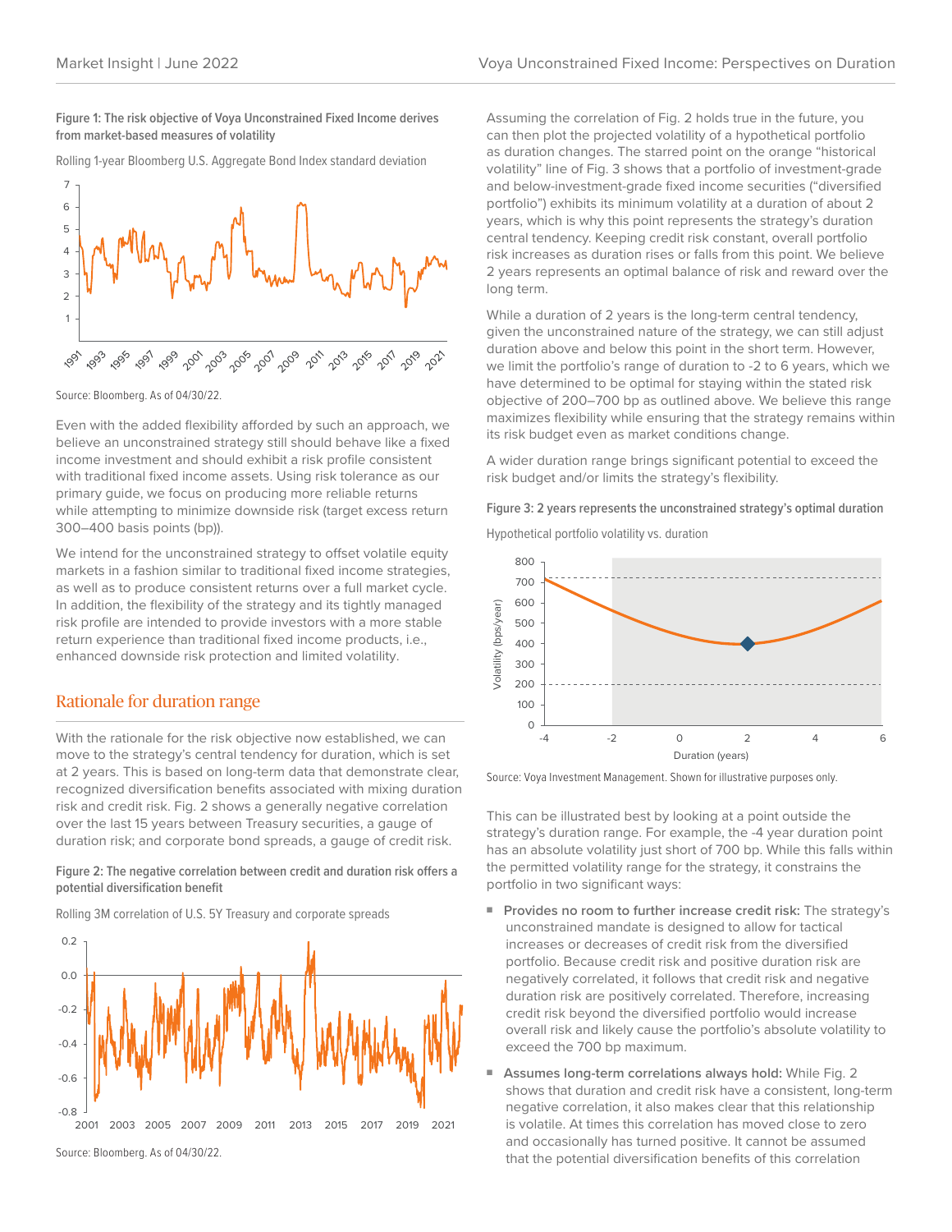**Figure 1: The risk objective of Voya Unconstrained Fixed Income derives from market-based measures of volatility**

Rolling 1-year Bloomberg U.S. Aggregate Bond Index standard deviation

Source: Bloomberg. As of 04/30/22.

Even with the added flexibility afforded by such an approach, we believe an unconstrained strategy still should behave like a fixed income investment and should exhibit a risk profile consistent with traditional fixed income assets. Using risk tolerance as our primary guide, we focus on producing more reliable returns while attempting to minimize downside risk (target excess return 300–400 basis points (bp)).

We intend for the unconstrained strategy to offset volatile equity markets in a fashion similar to traditional fixed income strategies, as well as to produce consistent returns over a full market cycle. In addition, the flexibility of the strategy and its tightly managed risk profile are intended to provide investors with a more stable return experience than traditional fixed income products, i.e., enhanced downside risk protection and limited volatility.

## Rationale for duration range

With the rationale for the risk objective now established, we can move to the strategy's central tendency for duration, which is set at 2 years. This is based on long-term data that demonstrate clear, recognized diversification benefits associated with mixing duration risk and credit risk. Fig. 2 shows a generally negative correlation over the last 15 years between Treasury securities, a gauge of duration risk; and corporate bond spreads, a gauge of credit risk.

**Figure 2: The negative correlation between credit and duration risk offers a potential diversification benefit**

Rolling 3M correlation of U.S. 5Y Treasury and corporate spreads

Source: Bloomberg. As of 04/30/22.

Assuming the correlation of Fig. 2 holds true in the future, you can then plot the projected volatility of a hypothetical portfolio as duration changes. The starred point on the orange "historical volatility" line of Fig. 3 shows that a portfolio of investment-grade and below-investment-grade fixed income securities ("diversified portfolio") exhibits its minimum volatility at a duration of about 2 years, which is why this point represents the strategy's duration central tendency. Keeping credit risk constant, overall portfolio risk increases as duration rises or falls from this point. We believe 2 years represents an optimal balance of risk and reward over the long term.

While a duration of 2 years is the long-term central tendency, given the unconstrained nature of the strategy, we can still adjust duration above and below this point in the short term. However, we limit the portfolio's range of duration to -2 to 6 years, which we have determined to be optimal for staying within the stated risk objective of 200–700 bp as outlined above. We believe this range maximizes flexibility while ensuring that the strategy remains within its risk budget even as market conditions change.

A wider duration range brings significant potential to exceed the risk budget and/or limits the strategy's flexibility.

**Figure 3: 2 years represents the unconstrained strategy's optimal duration**

Hypothetical portfolio volatility vs. duration

Source: Voya Investment Management. Shown for illustrative purposes only.

This can be illustrated best by looking at a point outside the strategy's duration range. For example, the -4 year duration point has an absolute volatility just short of 700 bp. While this falls within the permitted volatility range for the strategy, it constrains the portfolio in two significant ways:

- **Provides no room to further increase credit risk:** The strategy's unconstrained mandate is designed to allow for tactical increases or decreases of credit risk from the diversified portfolio. Because credit risk and positive duration risk are negatively correlated, it follows that credit risk and negative duration risk are positively correlated. Therefore, increasing credit risk beyond the diversified portfolio would increase overall risk and likely cause the portfolio's absolute volatility to exceed the 700 bp maximum.
- **Assumes long-term correlations always hold:** While Fig. 2 shows that duration and credit risk have a consistent, long-term negative correlation, it also makes clear that this relationship is volatile. At times this correlation has moved close to zero and occasionally has turned positive. It cannot be assumed that the potential diversification benefits of this correlation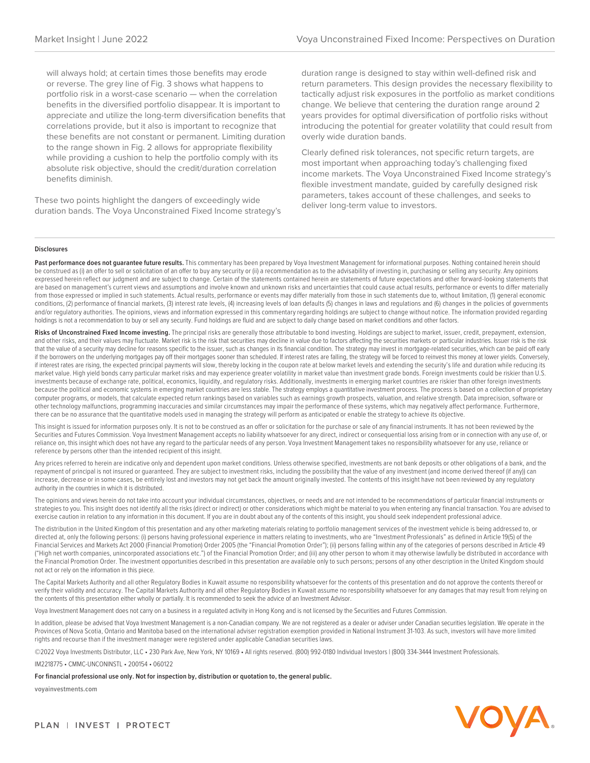will always hold; at certain times those benefits may erode or reverse. The grey line of Fig. 3 shows what happens to portfolio risk in a worst-case scenario — when the correlation benefits in the diversified portfolio disappear. It is important to appreciate and utilize the long-term diversification benefits that correlations provide, but it also is important to recognize that these benefits are not constant or permanent. Limiting duration to the range shown in Fig. 2 allows for appropriate flexibility while providing a cushion to help the portfolio comply with its absolute risk objective, should the credit/duration correlation benefits diminish.

These two points highlight the dangers of exceedingly wide duration bands. The Voya Unconstrained Fixed Income strategy's duration range is designed to stay within well-defined risk and return parameters. This design provides the necessary flexibility to tactically adjust risk exposures in the portfolio as market conditions change. We believe that centering the duration range around 2 years provides for optimal diversification of portfolio risks without introducing the potential for greater volatility that could result from overly wide duration bands.

Clearly defined risk tolerances, not specific return targets, are most important when approaching today's challenging fixed income markets. The Voya Unconstrained Fixed Income strategy's flexible investment mandate, guided by carefully designed risk parameters, takes account of these challenges, and seeks to deliver long-term value to investors.

#### Disclosures

**Past performance does not guarantee future results.** This commentary has been prepared by Voya Investment Management for informational purposes. Nothing contained herein should be construed as (i) an offer to sell or solicitation of an offer to buy any security or (ii) a recommendation as to the advisability of investing in, purchasing or selling any security. Any opinions expressed herein reflect our judgment and are subject to change. Certain of the statements contained herein are statements of future expectations and other forward-looking statements that are based on management's current views and assumptions and involve known and unknown risks and uncertainties that could cause actual results, performance or events to differ materially from those expressed or implied in such statements. Actual results, performance or events may differ materially from those in such statements due to, without limitation, (1) general economic conditions, (2) performance of financial markets, (3) interest rate levels, (4) increasing levels of loan defaults (5) changes in laws and regulations and (6) changes in the policies of governments and/or regulatory authorities. The opinions, views and information expressed in this commentary regarding holdings are subject to change without notice. The information provided regarding holdings is not a recommendation to buy or sell any security. Fund holdings are fluid and are subject to daily change based on market conditions and other factors.

**Risks of Unconstrained Fixed Income investing.** The principal risks are generally those attributable to bond investing. Holdings are subject to market, issuer, credit, prepayment, extension, and other risks, and their values may fluctuate. Market risk is the risk that securities may decline in value due to factors affecting the securities markets or particular industries. Issuer risk is the risk that the value of a security may decline for reasons specific to the issuer, such as changes in its financial condition. The strategy may invest in mortgage-related securities, which can be paid off early if the borrowers on the underlying mortgages pay off their mortgages sooner than scheduled. If interest rates are falling, the strategy will be forced to reinvest this money at lower yields. Conversely, if interest rates are rising, the expected principal payments will slow, thereby locking in the coupon rate at below market levels and extending the security's life and duration while reducing its market value. High yield bonds carry particular market risks and may experience greater volatility in market value than investment grade bonds. Foreign investments could be riskier than U.S. investments because of exchange rate, political, economics, liquidity, and regulatory risks. Additionally, investments in emerging market countries are riskier than other foreign investments because the political and economic systems in emerging market countries are less stable. The strategy employs a quantitative investment process. The process is based on a collection of proprietary computer programs, or models, that calculate expected return rankings based on variables such as earnings growth prospects, valuation, and relative strength. Data imprecision, software or other technology malfunctions, programming inaccuracies and similar circumstances may impair the performance of these systems, which may negatively affect performance. Furthermore, there can be no assurance that the quantitative models used in managing the strategy will perform as anticipated or enable the strategy to achieve its objective.

This insight is issued for information purposes only. It is not to be construed as an offer or solicitation for the purchase or sale of any financial instruments. It has not been reviewed by the Securities and Futures Commission. Voya Investment Management accepts no liability whatsoever for any direct, indirect or consequential loss arising from or in connection with any use of, or reliance on, this insight which does not have any regard to the particular needs of any person. Voya Investment Management takes no responsibility whatsoever for any use, reliance or reference by persons other than the intended recipient of this insight.

Any prices referred to herein are indicative only and dependent upon market conditions. Unless otherwise specified, investments are not bank deposits or other obligations of a bank, and the repayment of principal is not insured or guaranteed. They are subject to investment risks, including the possibility that the value of any investment (and income derived thereof (if any)) can increase, decrease or in some cases, be entirely lost and investors may not get back the amount originally invested. The contents of this insight have not been reviewed by any regulatory authority in the countries in which it is distributed.

The opinions and views herein do not take into account your individual circumstances, objectives, or needs and are not intended to be recommendations of particular financial instruments or strategies to you. This insight does not identify all the risks (direct or indirect) or other considerations which might be material to you when entering any financial transaction. You are advised to exercise caution in relation to any information in this document. If you are in doubt about any of the contents of this insight, you should seek independent professional advice.

The distribution in the United Kingdom of this presentation and any other marketing materials relating to portfolio management services of the investment vehicle is being addressed to, or directed at, only the following persons: (i) persons having professional experience in matters relating to investments, who are "Investment Professionals" as defined in Article 19(5) of the Financial Services and Markets Act 2000 (Financial Promotion) Order 2005 (the "Financial Promotion Order"); (ii) persons falling within any of the categories of persons described in Article 49 ("High net worth companies, unincorporated associations etc.") of the Financial Promotion Order; and (iii) any other person to whom it may otherwise lawfully be distributed in accordance with the Financial Promotion Order. The investment opportunities described in this presentation are available only to such persons; persons of any other description in the United Kingdom should not act or rely on the information in this piece.

The Capital Markets Authority and all other Regulatory Bodies in Kuwait assume no responsibility whatsoever for the contents of this presentation and do not approve the contents thereof or verify their validity and accuracy. The Capital Markets Authority and all other Regulatory Bodies in Kuwait assume no responsibility whatsoever for any damages that may result from relying on the contents of this presentation either wholly or partially. It is recommended to seek the advice of an Investment Advisor.

Voya Investment Management does not carry on a business in a regulated activity in Hong Kong and is not licensed by the Securities and Futures Commission.

In addition, please be advised that Voya Investment Management is a non-Canadian company. We are not registered as a dealer or adviser under Canadian securities legislation. We operate in the Provinces of Nova Scotia, Ontario and Manitoba based on the international adviser registration exemption provided in National Instrument 31-103. As such, investors will have more limited rights and recourse than if the investment manager were registered under applicable Canadian securities laws.

©2022 Voya Investments Distributor, LLC • 230 Park Ave, New York, NY 10169 • All rights reserved. (800) 992-0180 Individual Investors | (800) 334-3444 Investment Professionals.

IM2218775 • CMMC-UNCONINSTL • 200154 • 060122

**For financial professional use only. Not for inspection by, distribution or quotation to, the general public.**

**voyainvestments.com**

PLAN | INVEST | PROTECT